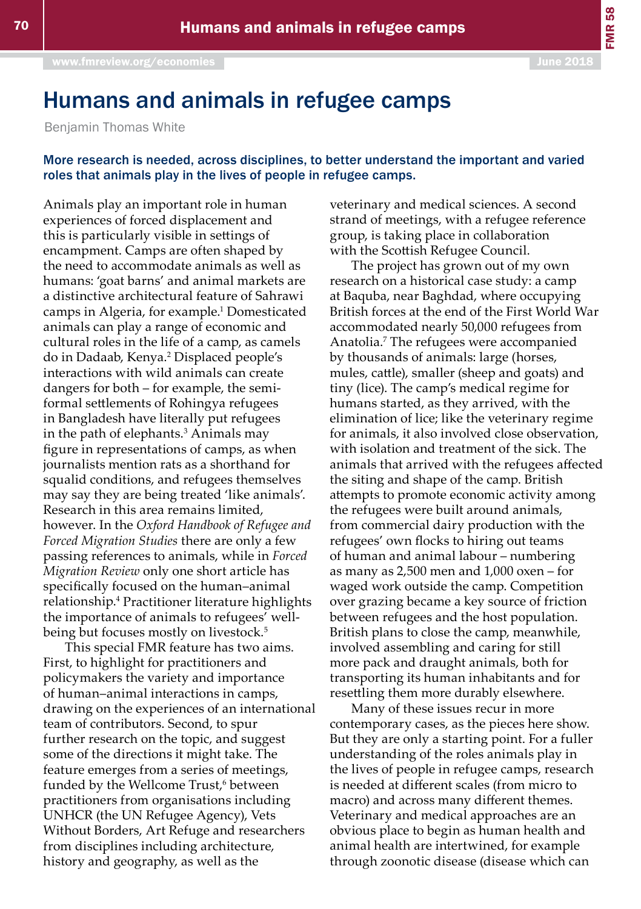# Humans and animals in refugee camps

Benjamin Thomas White

**More research is needed, across disciplines, to better understand the important and varied roles that animals play in the lives of people in refugee camps.**

Animals play an important role in human experiences of forced displacement and this is particularly visible in settings of encampment. Camps are often shaped by the need to accommodate animals as well as humans: 'goat barns' and animal markets are a distinctive architectural feature of Sahrawi camps in Algeria, for example.[1] Domesticated animals can play a range of economic and cultural roles in the life of a camp, as camels do in Dadaab, Kenya.[2] Displaced people's interactions with wild animals can create dangers for both – for example, the semi-formal settlements of Rohingya refugees in Bangladesh have literally put refugees in the path of elephants.[3] Animals may figure in representations of camps, as when journalists mention rats as a shorthand for squalid conditions, and refugees themselves may say they are being treated 'like animals'. Research in this area remains limited, however. In the *Oxford Handbook of Refugee and Forced Migration Studies* there are only a few passing references to animals, while in *Forced Migration Review* only one short article has specifically focused on the human–animal relationship.[4] Practitioner literature highlights the importance of animals to refugees' well-being but focuses mostly on livestock.[5]

This special FMR feature has two aims. First, to highlight for practitioners and policymakers the variety and importance of human–animal interactions in camps, drawing on the experiences of an international team of contributors. Second, to spur further research on the topic, and suggest some of the directions it might take. The feature emerges from a series of meetings, funded by the Wellcome Trust,[6] between practitioners from organisations including UNHCR (the UN Refugee Agency), Vets Without Borders, Art Refuge and researchers from disciplines including architecture, history and geography, as well as the veterinary and medical sciences. A second strand of meetings, with a refugee reference group, is taking place in collaboration with the Scottish Refugee Council.

The project has grown out of my own research on a historical case study: a camp at Baquba, near Baghdad, where occupying British forces at the end of the First World War accommodated nearly 50,000 refugees from Anatolia.[7] The refugees were accompanied by thousands of animals: large (horses, mules, cattle), smaller (sheep and goats) and tiny (lice). The camp's medical regime for humans started, as they arrived, with the elimination of lice; like the veterinary regime for animals, it also involved close observation, with isolation and treatment of the sick. The animals that arrived with the refugees affected the siting and shape of the camp. British attempts to promote economic activity among the refugees were built around animals, from commercial dairy production with the refugees' own flocks to hiring out teams of human and animal labour – numbering as many as 2,500 men and 1,000 oxen – for waged work outside the camp. Competition over grazing became a key source of friction between refugees and the host population. British plans to close the camp, meanwhile, involved assembling and caring for still more pack and draught animals, both for transporting its human inhabitants and for resettling them more durably elsewhere.

Many of these issues recur in more contemporary cases, as the pieces here show. But they are only a starting point. For a fuller understanding of the roles animals play in the lives of people in refugee camps, research is needed at different scales (from micro to macro) and across many different themes. Veterinary and medical approaches are an obvious place to begin as human health and animal health are intertwined, for example through zoonotic disease (disease which can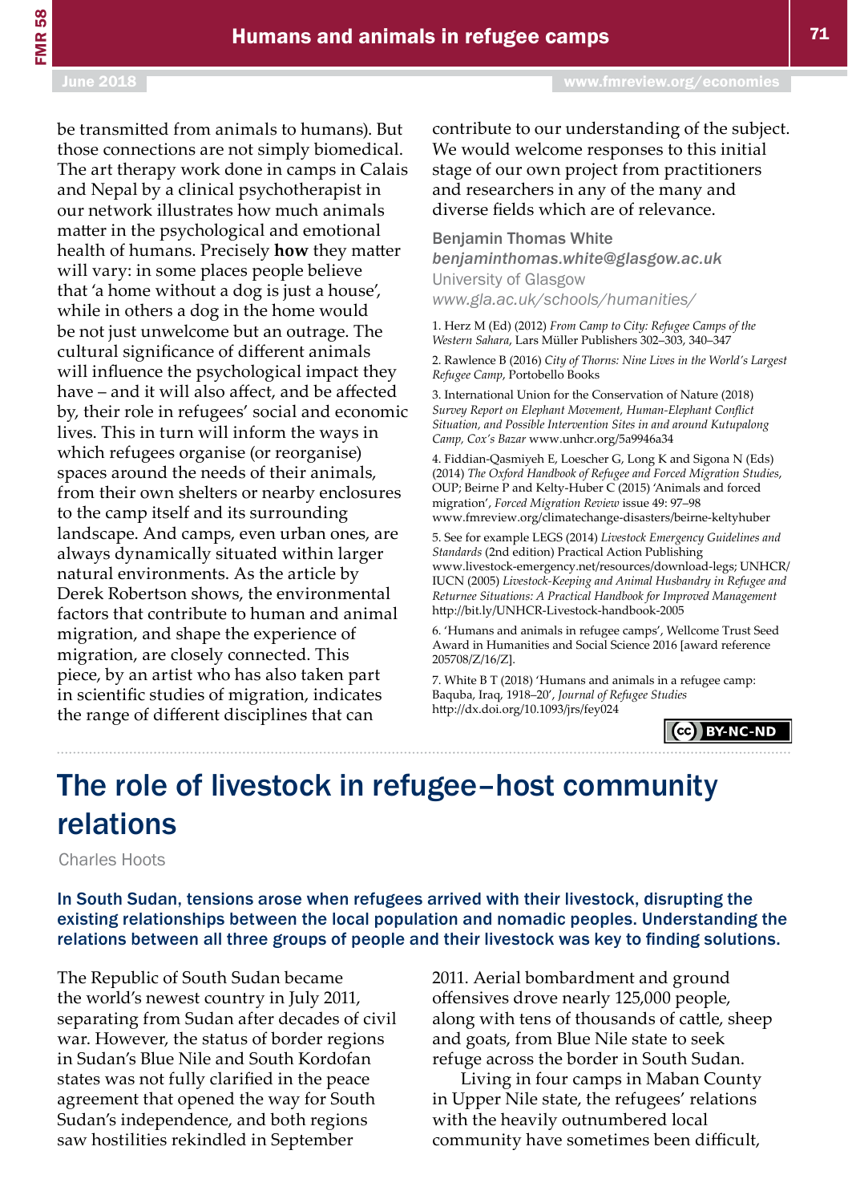be transmitted from animals to humans). But those connections are not simply biomedical. The art therapy work done in camps in Calais and Nepal by a clinical psychotherapist in our network illustrates how much animals matter in the psychological and emotional health of humans. Precisely **how** they matter will vary: in some places people believe that 'a home without a dog is just a house', while in others a dog in the home would be not just unwelcome but an outrage. The cultural significance of different animals will influence the psychological impact they have – and it will also affect, and be affected by, their role in refugees' social and economic lives. This in turn will inform the ways in which refugees organise (or reorganise) spaces around the needs of their animals, from their own shelters or nearby enclosures to the camp itself and its surrounding landscape. And camps, even urban ones, are always dynamically situated within larger natural environments. As the article by Derek Robertson shows, the environmental factors that contribute to human and animal migration, and shape the experience of migration, are closely connected. This piece, by an artist who has also taken part in scientific studies of migration, indicates the range of different disciplines that can contribute to our understanding of the subject. We would welcome responses to this initial stage of our own project from practitioners and researchers in any of the many and diverse fields which are of relevance.

Benjamin Thomas White
*benjaminthomas.white@glasgow.ac.uk*
University of Glasgow
*www.gla.ac.uk/schools/humanities/*

1. Herz M (Ed) (2012) *From Camp to City: Refugee Camps of the Western Sahara*, Lars Müller Publishers 302–303, 340–347

2. Rawlence B (2016) *City of Thorns: Nine Lives in the World's Largest Refugee Camp*, Portobello Books

3. International Union for the Conservation of Nature (2018) *Survey Report on Elephant Movement, Human-Elephant Conflict Situation, and Possible Intervention Sites in and around Kutupalong Camp, Cox's Bazar* www.unhcr.org/5a9946a34

4. Fiddian-Qasmiyeh E, Loescher G, Long K and Sigona N (Eds) (2014) *The Oxford Handbook of Refugee and Forced Migration Studies*, OUP; Beirne P and Kelty-Huber C (2015) 'Animals and forced migration', *Forced Migration Review* issue 49: 97–98 www.fmreview.org/climatechange-disasters/beirne-keltyhuber

5. See for example LEGS (2014) *Livestock Emergency Guidelines and Standards* (2nd edition) Practical Action Publishing www.livestock-emergency.net/resources/download-legs; UNHCR/IUCN (2005) *Livestock-Keeping and Animal Husbandry in Refugee and Returnee Situations: A Practical Handbook for Improved Management* http://bit.ly/UNHCR-Livestock-handbook-2005

6. 'Humans and animals in refugee camps', Wellcome Trust Seed Award in Humanities and Social Science 2016 [award reference 205708/Z/16/Z].

7. White B T (2018) 'Humans and animals in a refugee camp: Baquba, Iraq, 1918–20', *Journal of Refugee Studies* http://dx.doi.org/10.1093/jrs/fey024

# The role of livestock in refugee–host community relations

Charles Hoots

**In South Sudan, tensions arose when refugees arrived with their livestock, disrupting the existing relationships between the local population and nomadic peoples. Understanding the relations between all three groups of people and their livestock was key to finding solutions.**

The Republic of South Sudan became the world's newest country in July 2011, separating from Sudan after decades of civil war. However, the status of border regions in Sudan's Blue Nile and South Kordofan states was not fully clarified in the peace agreement that opened the way for South Sudan's independence, and both regions saw hostilities rekindled in September 2011. Aerial bombardment and ground offensives drove nearly 125,000 people, along with tens of thousands of cattle, sheep and goats, from Blue Nile state to seek refuge across the border in South Sudan.

Living in four camps in Maban County in Upper Nile state, the refugees' relations with the heavily outnumbered local community have sometimes been difficult,